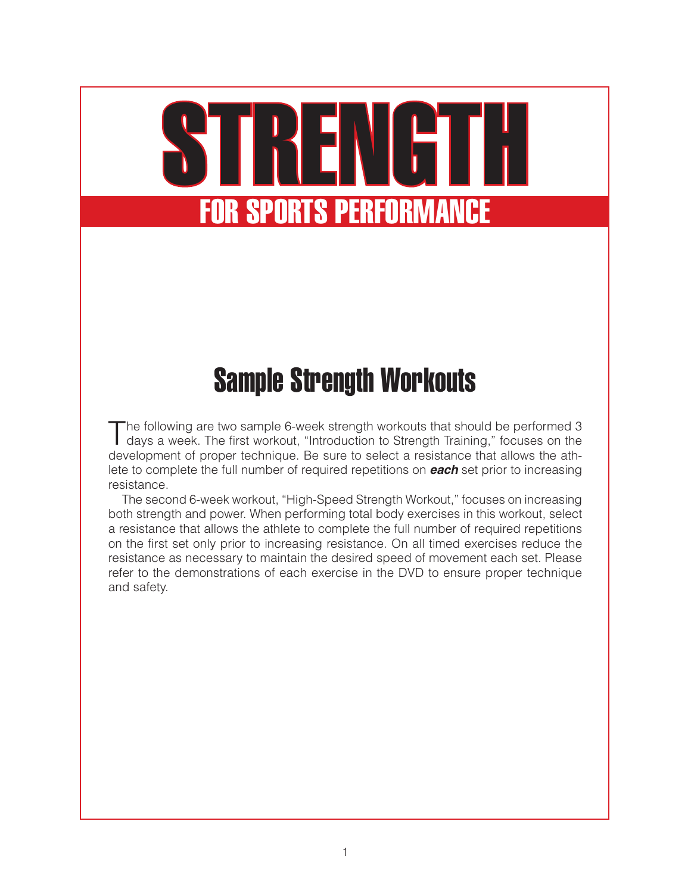# STRENGTH

## FOR SPORTS PERFORMANCE

## Sample Strength Workouts

The following are two sample 6-week strength workouts that should be performed 3 days a week. The first workout, "Introduction to Strength Training," focuses on the development of proper technique. Be sure to select a resistance that allows the athlete to complete the full number of required repetitions on ***each*** set prior to increasing resistance.

The second 6-week workout, "High-Speed Strength Workout," focuses on increasing both strength and power. When performing total body exercises in this workout, select a resistance that allows the athlete to complete the full number of required repetitions on the first set only prior to increasing resistance. On all timed exercises reduce the resistance as necessary to maintain the desired speed of movement each set. Please refer to the demonstrations of each exercise in the DVD to ensure proper technique and safety.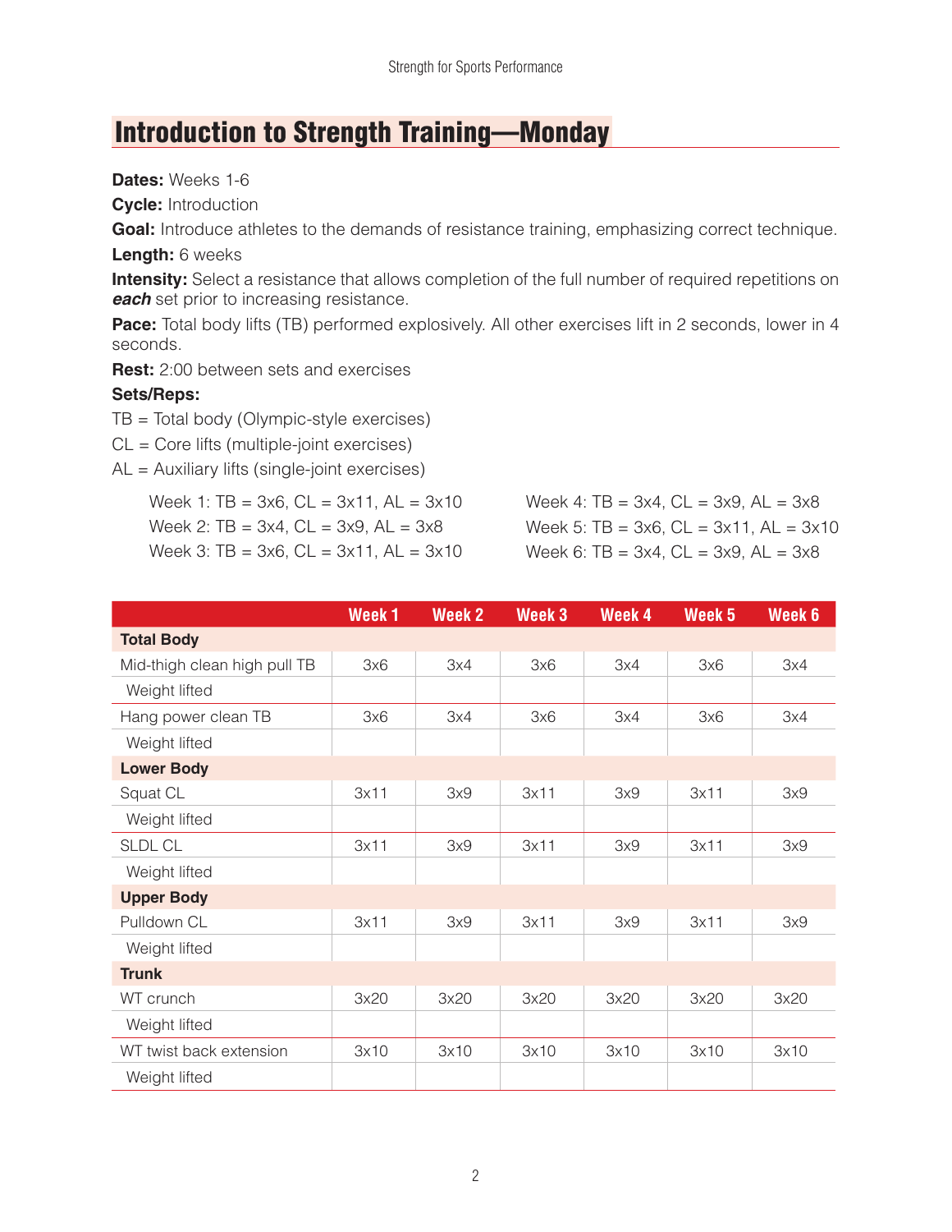## Introduction to Strength Training—Monday

**Dates:** Weeks 1-6

**Cycle:** Introduction

**Goal:** Introduce athletes to the demands of resistance training, emphasizing correct technique.

**Length:** 6 weeks

**Intensity:** Select a resistance that allows completion of the full number of required repetitions on ***each*** set prior to increasing resistance.

**Pace:** Total body lifts (TB) performed explosively. All other exercises lift in 2 seconds, lower in 4 seconds.

**Rest:** 2:00 between sets and exercises

**Sets/Reps:**

TB = Total body (Olympic-style exercises)

CL = Core lifts (multiple-joint exercises)

AL = Auxiliary lifts (single-joint exercises)

Week 1: TB = 3x6, CL = 3x11, AL = 3x10
Week 2: TB = 3x4, CL = 3x9, AL = 3x8
Week 3: TB = 3x6, CL = 3x11, AL = 3x10
Week 4: TB = 3x4, CL = 3x9, AL = 3x8
Week 5: TB = 3x6, CL = 3x11, AL = 3x10
Week 6: TB = 3x4, CL = 3x9, AL = 3x8

| | Week 1 | Week 2 | Week 3 | Week 4 | Week 5 | Week 6 |
|---|---|---|---|---|---|---|
| **Total Body** | | | | | | |
| Mid-thigh clean high pull TB | 3x6 | 3x4 | 3x6 | 3x4 | 3x6 | 3x4 |
| Weight lifted | | | | | | |
| Hang power clean TB | 3x6 | 3x4 | 3x6 | 3x4 | 3x6 | 3x4 |
| Weight lifted | | | | | | |
| **Lower Body** | | | | | | |
| Squat CL | 3x11 | 3x9 | 3x11 | 3x9 | 3x11 | 3x9 |
| Weight lifted | | | | | | |
| SLDL CL | 3x11 | 3x9 | 3x11 | 3x9 | 3x11 | 3x9 |
| Weight lifted | | | | | | |
| **Upper Body** | | | | | | |
| Pulldown CL | 3x11 | 3x9 | 3x11 | 3x9 | 3x11 | 3x9 |
| Weight lifted | | | | | | |
| **Trunk** | | | | | | |
| WT crunch | 3x20 | 3x20 | 3x20 | 3x20 | 3x20 | 3x20 |
| Weight lifted | | | | | | |
| WT twist back extension | 3x10 | 3x10 | 3x10 | 3x10 | 3x10 | 3x10 |
| Weight lifted | | | | | | |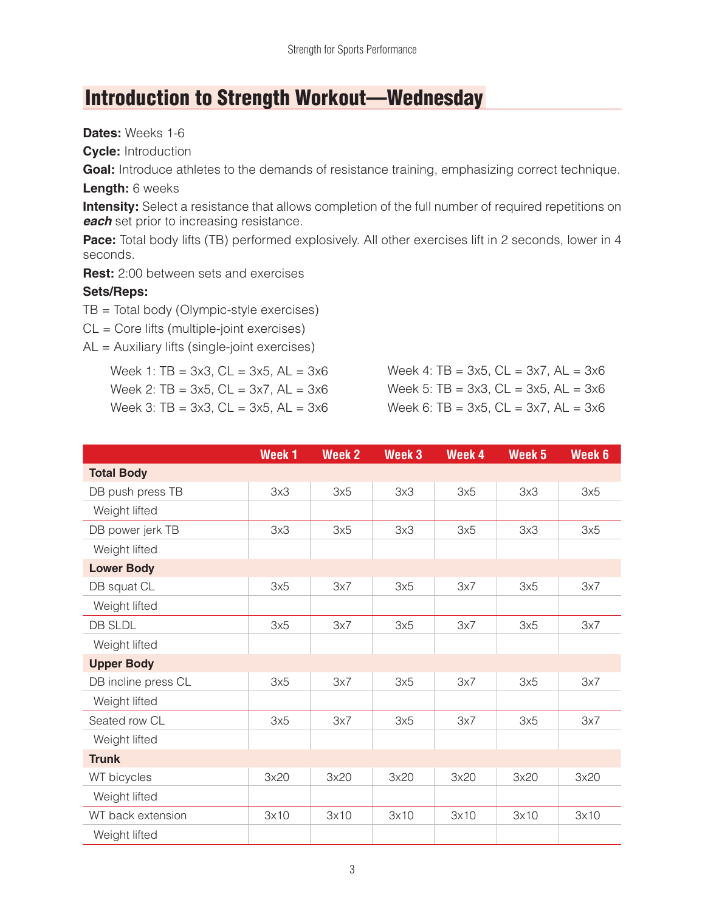# Introduction to Strength Workout—Wednesday

**Dates:** Weeks 1-6

**Cycle:** Introduction

**Goal:** Introduce athletes to the demands of resistance training, emphasizing correct technique.

**Length:** 6 weeks

**Intensity:** Select a resistance that allows completion of the full number of required repetitions on ***each*** set prior to increasing resistance.

**Pace:** Total body lifts (TB) performed explosively. All other exercises lift in 2 seconds, lower in 4 seconds.

**Rest:** 2:00 between sets and exercises

**Sets/Reps:**

TB = Total body (Olympic-style exercises)

CL = Core lifts (multiple-joint exercises)

AL = Auxiliary lifts (single-joint exercises)

Week 1: TB = 3x3, CL = 3x5, AL = 3x6
Week 2: TB = 3x5, CL = 3x7, AL = 3x6
Week 3: TB = 3x3, CL = 3x5, AL = 3x6
Week 4: TB = 3x5, CL = 3x7, AL = 3x6
Week 5: TB = 3x3, CL = 3x5, AL = 3x6
Week 6: TB = 3x5, CL = 3x7, AL = 3x6

| | Week 1 | Week 2 | Week 3 | Week 4 | Week 5 | Week 6 |
|---|---|---|---|---|---|---|
| **Total Body** | | | | | | |
| DB push press TB | 3x3 | 3x5 | 3x3 | 3x5 | 3x3 | 3x5 |
| Weight lifted | | | | | | |
| DB power jerk TB | 3x3 | 3x5 | 3x3 | 3x5 | 3x3 | 3x5 |
| Weight lifted | | | | | | |
| **Lower Body** | | | | | | |
| DB squat CL | 3x5 | 3x7 | 3x5 | 3x7 | 3x5 | 3x7 |
| Weight lifted | | | | | | |
| DB SLDL | 3x5 | 3x7 | 3x5 | 3x7 | 3x5 | 3x7 |
| Weight lifted | | | | | | |
| **Upper Body** | | | | | | |
| DB incline press CL | 3x5 | 3x7 | 3x5 | 3x7 | 3x5 | 3x7 |
| Weight lifted | | | | | | |
| Seated row CL | 3x5 | 3x7 | 3x5 | 3x7 | 3x5 | 3x7 |
| Weight lifted | | | | | | |
| **Trunk** | | | | | | |
| WT bicycles | 3x20 | 3x20 | 3x20 | 3x20 | 3x20 | 3x20 |
| Weight lifted | | | | | | |
| WT back extension | 3x10 | 3x10 | 3x10 | 3x10 | 3x10 | 3x10 |
| Weight lifted | | | | | | |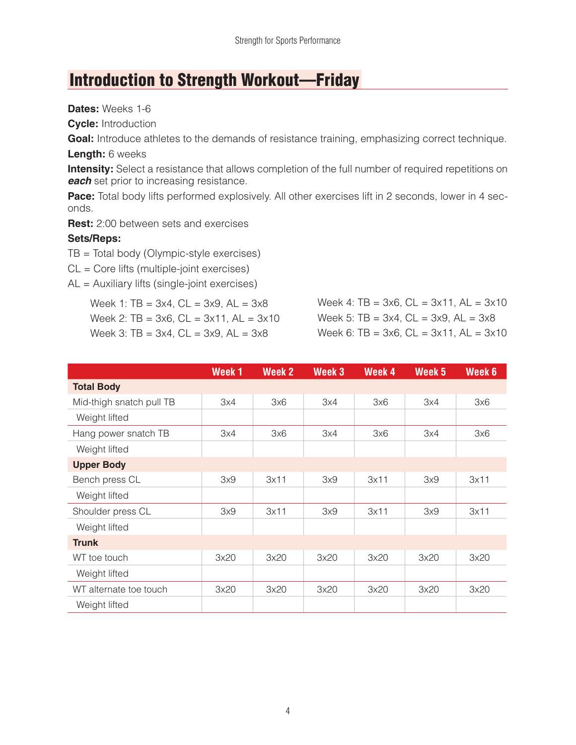## Introduction to Strength Workout—Friday

**Dates:** Weeks 1-6

**Cycle:** Introduction

**Goal:** Introduce athletes to the demands of resistance training, emphasizing correct technique.

**Length:** 6 weeks

**Intensity:** Select a resistance that allows completion of the full number of required repetitions on ***each*** set prior to increasing resistance.

**Pace:** Total body lifts performed explosively. All other exercises lift in 2 seconds, lower in 4 seconds.

**Rest:** 2:00 between sets and exercises

**Sets/Reps:**

TB = Total body (Olympic-style exercises)

CL = Core lifts (multiple-joint exercises)

AL = Auxiliary lifts (single-joint exercises)

Week 1: TB = 3x4, CL = 3x9, AL = 3x8
Week 2: TB = 3x6, CL = 3x11, AL = 3x10
Week 3: TB = 3x4, CL = 3x9, AL = 3x8
Week 4: TB = 3x6, CL = 3x11, AL = 3x10
Week 5: TB = 3x4, CL = 3x9, AL = 3x8
Week 6: TB = 3x6, CL = 3x11, AL = 3x10

| | Week 1 | Week 2 | Week 3 | Week 4 | Week 5 | Week 6 |
|---|---|---|---|---|---|---|
| **Total Body** | | | | | | |
| Mid-thigh snatch pull TB | 3x4 | 3x6 | 3x4 | 3x6 | 3x4 | 3x6 |
| Weight lifted | | | | | | |
| Hang power snatch TB | 3x4 | 3x6 | 3x4 | 3x6 | 3x4 | 3x6 |
| Weight lifted | | | | | | |
| **Upper Body** | | | | | | |
| Bench press CL | 3x9 | 3x11 | 3x9 | 3x11 | 3x9 | 3x11 |
| Weight lifted | | | | | | |
| Shoulder press CL | 3x9 | 3x11 | 3x9 | 3x11 | 3x9 | 3x11 |
| Weight lifted | | | | | | |
| **Trunk** | | | | | | |
| WT toe touch | 3x20 | 3x20 | 3x20 | 3x20 | 3x20 | 3x20 |
| Weight lifted | | | | | | |
| WT alternate toe touch | 3x20 | 3x20 | 3x20 | 3x20 | 3x20 | 3x20 |
| Weight lifted | | | | | | |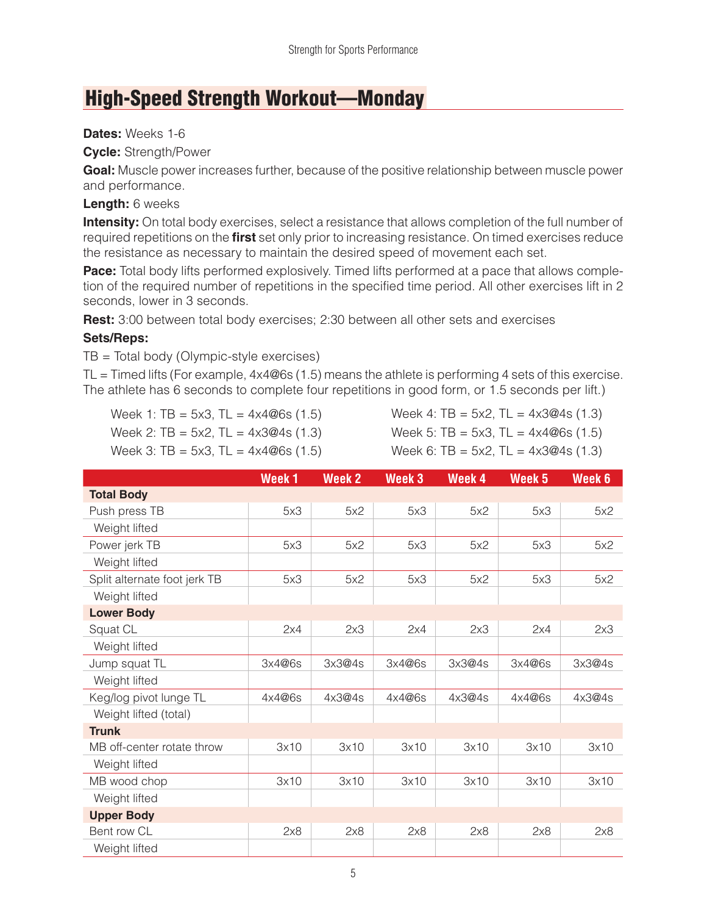## High-Speed Strength Workout—Monday

**Dates:** Weeks 1-6

**Cycle:** Strength/Power

**Goal:** Muscle power increases further, because of the positive relationship between muscle power and performance.

**Length:** 6 weeks

**Intensity:** On total body exercises, select a resistance that allows completion of the full number of required repetitions on the **first** set only prior to increasing resistance. On timed exercises reduce the resistance as necessary to maintain the desired speed of movement each set.

**Pace:** Total body lifts performed explosively. Timed lifts performed at a pace that allows completion of the required number of repetitions in the specified time period. All other exercises lift in 2 seconds, lower in 3 seconds.

**Rest:** 3:00 between total body exercises; 2:30 between all other sets and exercises

**Sets/Reps:**

TB = Total body (Olympic-style exercises)

TL = Timed lifts (For example, 4x4@6s (1.5) means the athlete is performing 4 sets of this exercise. The athlete has 6 seconds to complete four repetitions in good form, or 1.5 seconds per lift.)

Week 1: TB = 5x3, TL = 4x4@6s (1.5)
Week 2: TB = 5x2, TL = 4x3@4s (1.3)
Week 3: TB = 5x3, TL = 4x4@6s (1.5)
Week 4: TB = 5x2, TL = 4x3@4s (1.3)
Week 5: TB = 5x3, TL = 4x4@6s (1.5)
Week 6: TB = 5x2, TL = 4x3@4s (1.3)

| | Week 1 | Week 2 | Week 3 | Week 4 | Week 5 | Week 6 |
|---|---|---|---|---|---|---|
| **Total Body** | | | | | | |
| Push press TB | 5x3 | 5x2 | 5x3 | 5x2 | 5x3 | 5x2 |
| Weight lifted | | | | | | |
| Power jerk TB | 5x3 | 5x2 | 5x3 | 5x2 | 5x3 | 5x2 |
| Weight lifted | | | | | | |
| Split alternate foot jerk TB | 5x3 | 5x2 | 5x3 | 5x2 | 5x3 | 5x2 |
| Weight lifted | | | | | | |
| **Lower Body** | | | | | | |
| Squat CL | 2x4 | 2x3 | 2x4 | 2x3 | 2x4 | 2x3 |
| Weight lifted | | | | | | |
| Jump squat TL | 3x4@6s | 3x3@4s | 3x4@6s | 3x3@4s | 3x4@6s | 3x3@4s |
| Weight lifted | | | | | | |
| Keg/log pivot lunge TL | 4x4@6s | 4x3@4s | 4x4@6s | 4x3@4s | 4x4@6s | 4x3@4s |
| Weight lifted (total) | | | | | | |
| **Trunk** | | | | | | |
| MB off-center rotate throw | 3x10 | 3x10 | 3x10 | 3x10 | 3x10 | 3x10 |
| Weight lifted | | | | | | |
| MB wood chop | 3x10 | 3x10 | 3x10 | 3x10 | 3x10 | 3x10 |
| Weight lifted | | | | | | |
| **Upper Body** | | | | | | |
| Bent row CL | 2x8 | 2x8 | 2x8 | 2x8 | 2x8 | 2x8 |
| Weight lifted | | | | | | |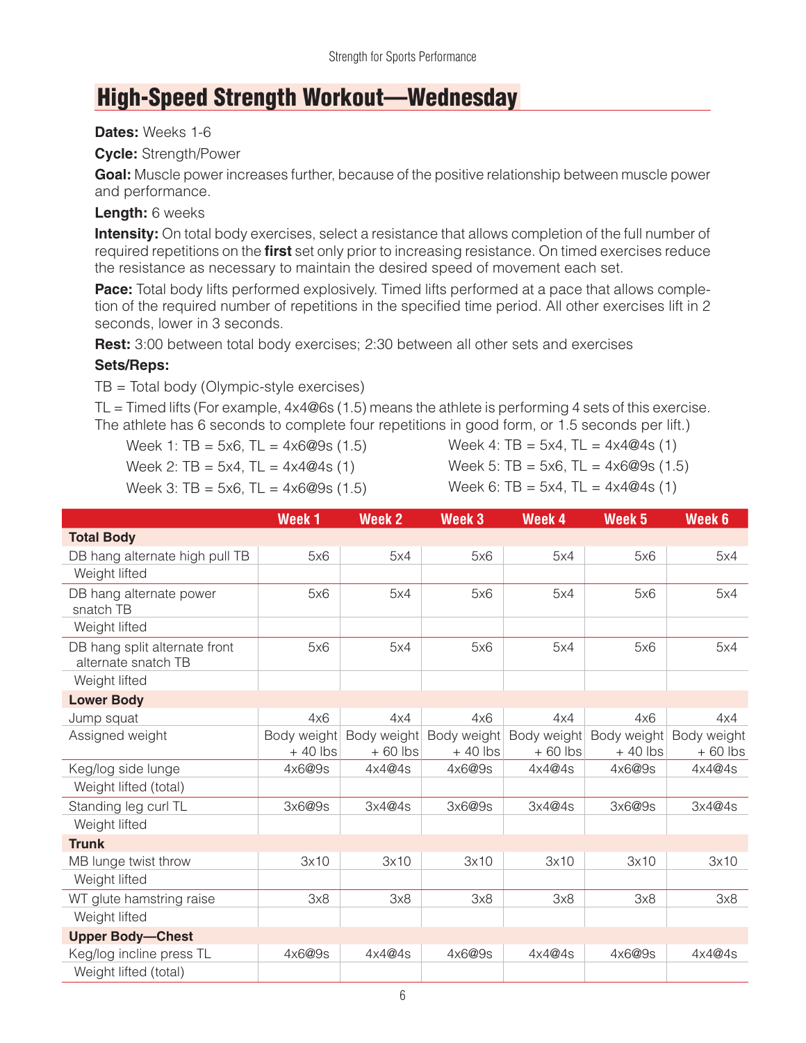# High-Speed Strength Workout—Wednesday

**Dates:** Weeks 1-6

**Cycle:** Strength/Power

**Goal:** Muscle power increases further, because of the positive relationship between muscle power and performance.

**Length:** 6 weeks

**Intensity:** On total body exercises, select a resistance that allows completion of the full number of required repetitions on the **first** set only prior to increasing resistance. On timed exercises reduce the resistance as necessary to maintain the desired speed of movement each set.

**Pace:** Total body lifts performed explosively. Timed lifts performed at a pace that allows completion of the required number of repetitions in the specified time period. All other exercises lift in 2 seconds, lower in 3 seconds.

**Rest:** 3:00 between total body exercises; 2:30 between all other sets and exercises

**Sets/Reps:**

TB = Total body (Olympic-style exercises)

TL = Timed lifts (For example, 4x4@6s (1.5) means the athlete is performing 4 sets of this exercise. The athlete has 6 seconds to complete four repetitions in good form, or 1.5 seconds per lift.)

Week 1: TB = 5x6, TL = 4x6@9s (1.5)

Week 2: TB = 5x4, TL = 4x4@4s (1)

Week 3: TB = 5x6, TL = 4x6@9s (1.5)

Week 4: TB = 5x4, TL = 4x4@4s (1)

Week 5: TB = 5x6, TL = 4x6@9s (1.5)

Week 6: TB = 5x4, TL = 4x4@4s (1)

| | Week 1 | Week 2 | Week 3 | Week 4 | Week 5 | Week 6 |
|---|---|---|---|---|---|---|
| **Total Body** | | | | | | |
| DB hang alternate high pull TB | 5x6 | 5x4 | 5x6 | 5x4 | 5x6 | 5x4 |
| Weight lifted | | | | | | |
| DB hang alternate power snatch TB | 5x6 | 5x4 | 5x6 | 5x4 | 5x6 | 5x4 |
| Weight lifted | | | | | | |
| DB hang split alternate front alternate snatch TB | 5x6 | 5x4 | 5x6 | 5x4 | 5x6 | 5x4 |
| Weight lifted | | | | | | |
| **Lower Body** | | | | | | |
| Jump squat | 4x6 | 4x4 | 4x6 | 4x4 | 4x6 | 4x4 |
| Assigned weight | Body weight + 40 lbs | Body weight + 60 lbs | Body weight + 40 lbs | Body weight + 60 lbs | Body weight + 40 lbs | Body weight + 60 lbs |
| Keg/log side lunge | 4x6@9s | 4x4@4s | 4x6@9s | 4x4@4s | 4x6@9s | 4x4@4s |
| Weight lifted (total) | | | | | | |
| Standing leg curl TL | 3x6@9s | 3x4@4s | 3x6@9s | 3x4@4s | 3x6@9s | 3x4@4s |
| Weight lifted | | | | | | |
| **Trunk** | | | | | | |
| MB lunge twist throw | 3x10 | 3x10 | 3x10 | 3x10 | 3x10 | 3x10 |
| Weight lifted | | | | | | |
| WT glute hamstring raise | 3x8 | 3x8 | 3x8 | 3x8 | 3x8 | 3x8 |
| Weight lifted | | | | | | |
| **Upper Body—Chest** | | | | | | |
| Keg/log incline press TL | 4x6@9s | 4x4@4s | 4x6@9s | 4x4@4s | 4x6@9s | 4x4@4s |
| Weight lifted (total) | | | | | | |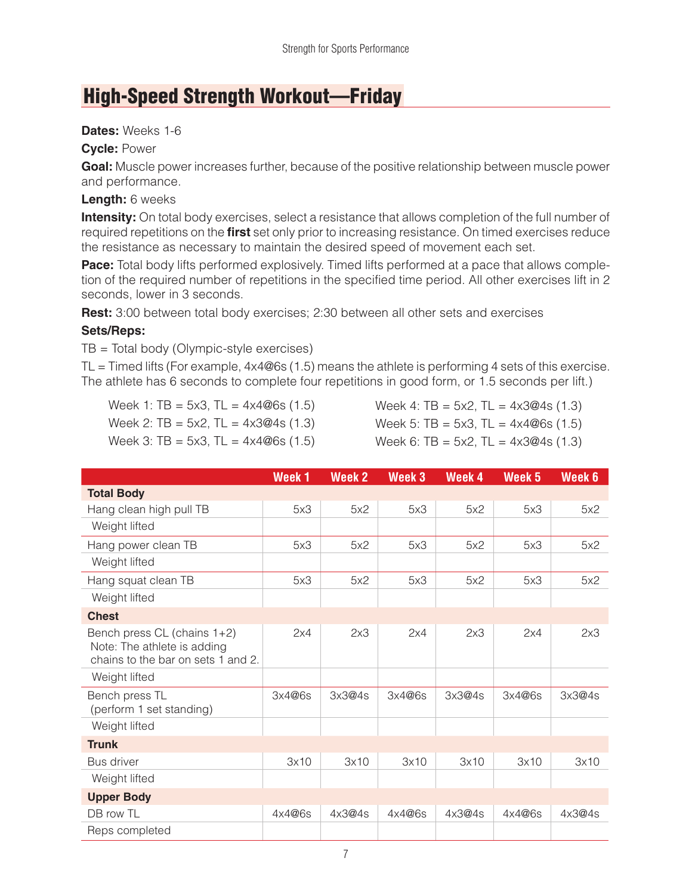## High-Speed Strength Workout—Friday

**Dates:** Weeks 1-6

**Cycle:** Power

**Goal:** Muscle power increases further, because of the positive relationship between muscle power and performance.

**Length:** 6 weeks

**Intensity:** On total body exercises, select a resistance that allows completion of the full number of required repetitions on the **first** set only prior to increasing resistance. On timed exercises reduce the resistance as necessary to maintain the desired speed of movement each set.

**Pace:** Total body lifts performed explosively. Timed lifts performed at a pace that allows completion of the required number of repetitions in the specified time period. All other exercises lift in 2 seconds, lower in 3 seconds.

**Rest:** 3:00 between total body exercises; 2:30 between all other sets and exercises

**Sets/Reps:**

TB = Total body (Olympic-style exercises)

TL = Timed lifts (For example, 4x4@6s (1.5) means the athlete is performing 4 sets of this exercise. The athlete has 6 seconds to complete four repetitions in good form, or 1.5 seconds per lift.)

Week 1: TB = 5x3, TL = 4x4@6s (1.5)
Week 2: TB = 5x2, TL = 4x3@4s (1.3)
Week 3: TB = 5x3, TL = 4x4@6s (1.5)
Week 4: TB = 5x2, TL = 4x3@4s (1.3)
Week 5: TB = 5x3, TL = 4x4@6s (1.5)
Week 6: TB = 5x2, TL = 4x3@4s (1.3)

| | Week 1 | Week 2 | Week 3 | Week 4 | Week 5 | Week 6 |
|---|---|---|---|---|---|---|
| **Total Body** | | | | | | |
| Hang clean high pull TB | 5x3 | 5x2 | 5x3 | 5x2 | 5x3 | 5x2 |
| Weight lifted | | | | | | |
| Hang power clean TB | 5x3 | 5x2 | 5x3 | 5x2 | 5x3 | 5x2 |
| Weight lifted | | | | | | |
| Hang squat clean TB | 5x3 | 5x2 | 5x3 | 5x2 | 5x3 | 5x2 |
| Weight lifted | | | | | | |
| **Chest** | | | | | | |
| Bench press CL (chains 1+2) Note: The athlete is adding chains to the bar on sets 1 and 2. | 2x4 | 2x3 | 2x4 | 2x3 | 2x4 | 2x3 |
| Weight lifted | | | | | | |
| Bench press TL (perform 1 set standing) | 3x4@6s | 3x3@4s | 3x4@6s | 3x3@4s | 3x4@6s | 3x3@4s |
| Weight lifted | | | | | | |
| **Trunk** | | | | | | |
| Bus driver | 3x10 | 3x10 | 3x10 | 3x10 | 3x10 | 3x10 |
| Weight lifted | | | | | | |
| **Upper Body** | | | | | | |
| DB row TL | 4x4@6s | 4x3@4s | 4x4@6s | 4x3@4s | 4x4@6s | 4x3@4s |
| Reps completed | | | | | | |